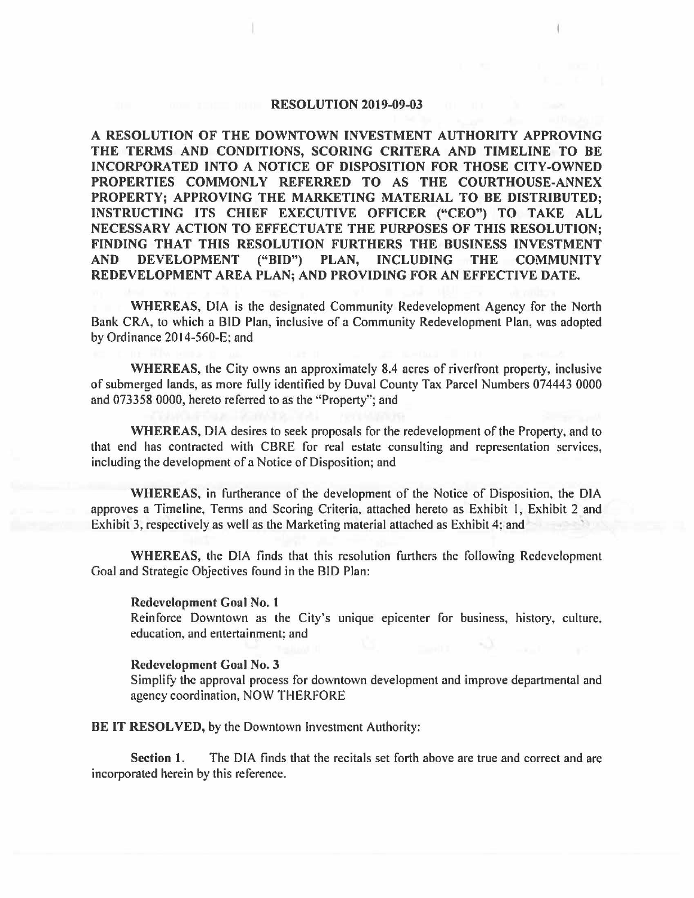**RESOLUTION 2019-09-03**

**A RESOLUTION OF THE DOWNTOWN INVESTMENT AUTHORITY APPROVING THE TERMS AND CONDITIONS, SCORING CRITERA AND TIMELINE TO BE INCORPORATED INTO A NOTICE OF DISPOSITION FOR THOSE CITY-OWNED PROPERTIES COMMONLY REFERRED TO AS THE COURTHOUSE-ANNEX PROPERTY; APPROVING THE MARKETING MATERIAL TO BE DISTRIBUTED; INSTRUCTING ITS CHIEF EXECUTIVE OFFICER ("CEO") TO TAKE ALL NECESSARY ACTION TO EFFECTUATE THE PURPOSES OF THIS RESOLUTION; FINDING THAT THIS RESOLUTION FURTHERS THE BUSINESS INVESTMENT AND DEVELOPMENT ("BID") PLAN, INCLUDING THE COMMUNITY REDEVELOPMENT AREA PLAN; AND PROVIDING FOR AN EFFECTIVE DATE.**

**WHEREAS,** DIA is the designated Community Redevelopment Agency for the North Bank CRA, to which a BID Plan, inclusive of a Community Redevelopment Plan, was adopted by Ordinance 2014-560-E; and

**WHEREAS,** the City owns an approximately 8.4 acres of riverfront property, inclusive of submerged lands, as more fully identified by Duval County Tax Parcel Numbers 074443 0000 and 073358 0000, hereto referred to as the "Property"; and

**WHEREAS,** DIA desires to seek proposals for the redevelopment of the Property, and to that end has contracted with CBRE for real estate consulting and representation services, including the development of a Notice of Disposition; and

**WHEREAS,** in furtherance of the development of the Notice of Disposition, the DIA approves a Timeline, Terms and Scoring Criteria, attached hereto as Exhibit 1, Exhibit 2 and Exhibit 3, respectively as well as the Marketing material attached as Exhibit 4; and

**WHEREAS,** the DIA finds that this resolution furthers the following Redevelopment Goal and Strategic Objectives found in the BID Plan:

**Redevelopment Goal No. 1**
Reinforce Downtown as the City's unique epicenter for business, history, culture, education, and entertainment; and

**Redevelopment Goal No. 3**
Simplify the approval process for downtown development and improve departmental and agency coordination, NOW THERFORE

**BE IT RESOLVED,** by the Downtown Investment Authority:

**Section 1.** The DIA finds that the recitals set forth above are true and correct and are incorporated herein by this reference.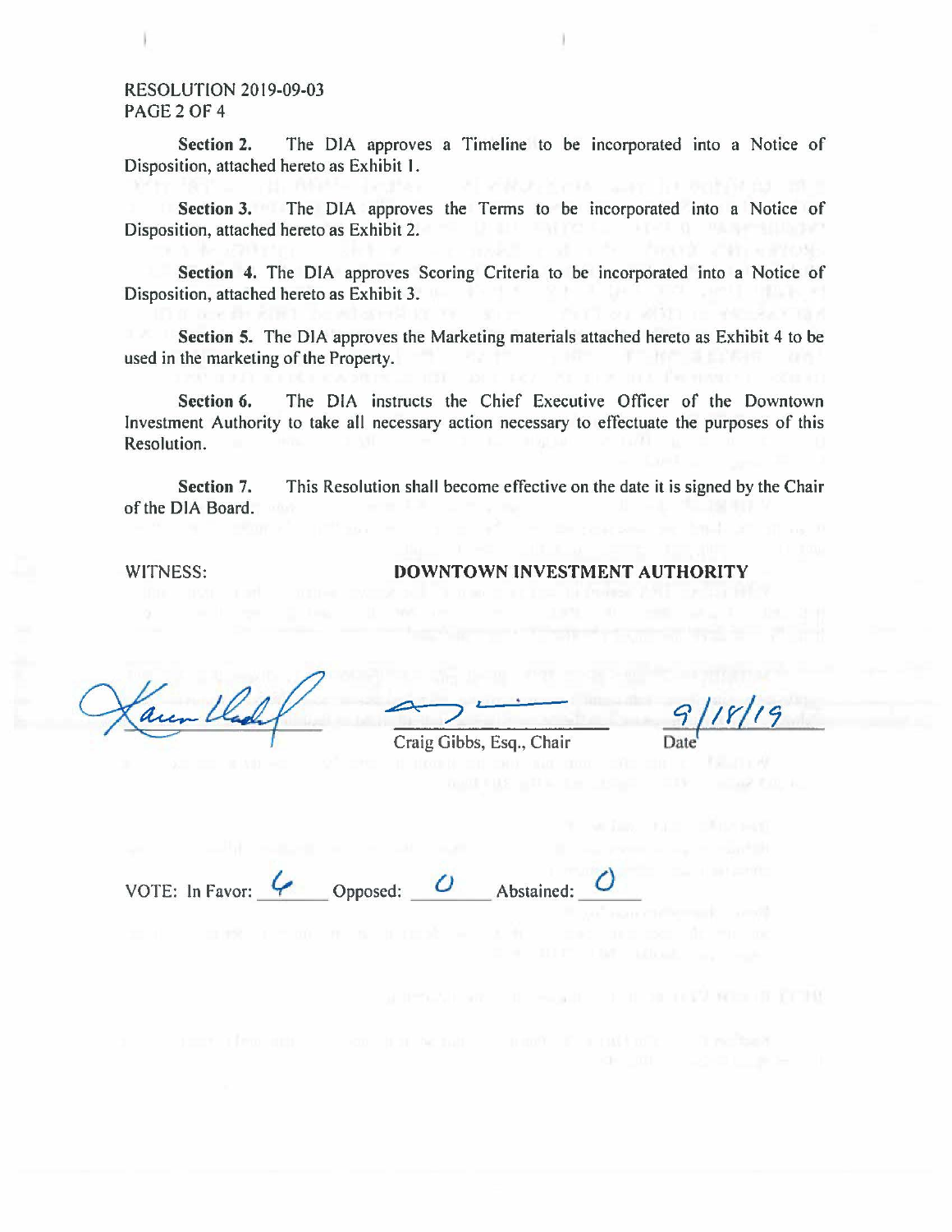RESOLUTION 2019-09-03
PAGE 2 OF 4

**Section 2.** The DIA approves a Timeline to be incorporated into a Notice of Disposition, attached hereto as Exhibit 1.

**Section 3.** The DIA approves the Terms to be incorporated into a Notice of Disposition, attached hereto as Exhibit 2.

**Section 4.** The DIA approves Scoring Criteria to be incorporated into a Notice of Disposition, attached hereto as Exhibit 3.

**Section 5.** The DIA approves the Marketing materials attached hereto as Exhibit 4 to be used in the marketing of the Property.

**Section 6.** The DIA instructs the Chief Executive Officer of the Downtown Investment Authority to take all necessary action necessary to effectuate the purposes of this Resolution.

**Section 7.** This Resolution shall become effective on the date it is signed by the Chair of the DIA Board.

WITNESS: **DOWNTOWN INVESTMENT AUTHORITY**

Craig Gibbs, Esq., Chair

9/18/19
Date

VOTE: In Favor: 6 Opposed: 0 Abstained: 0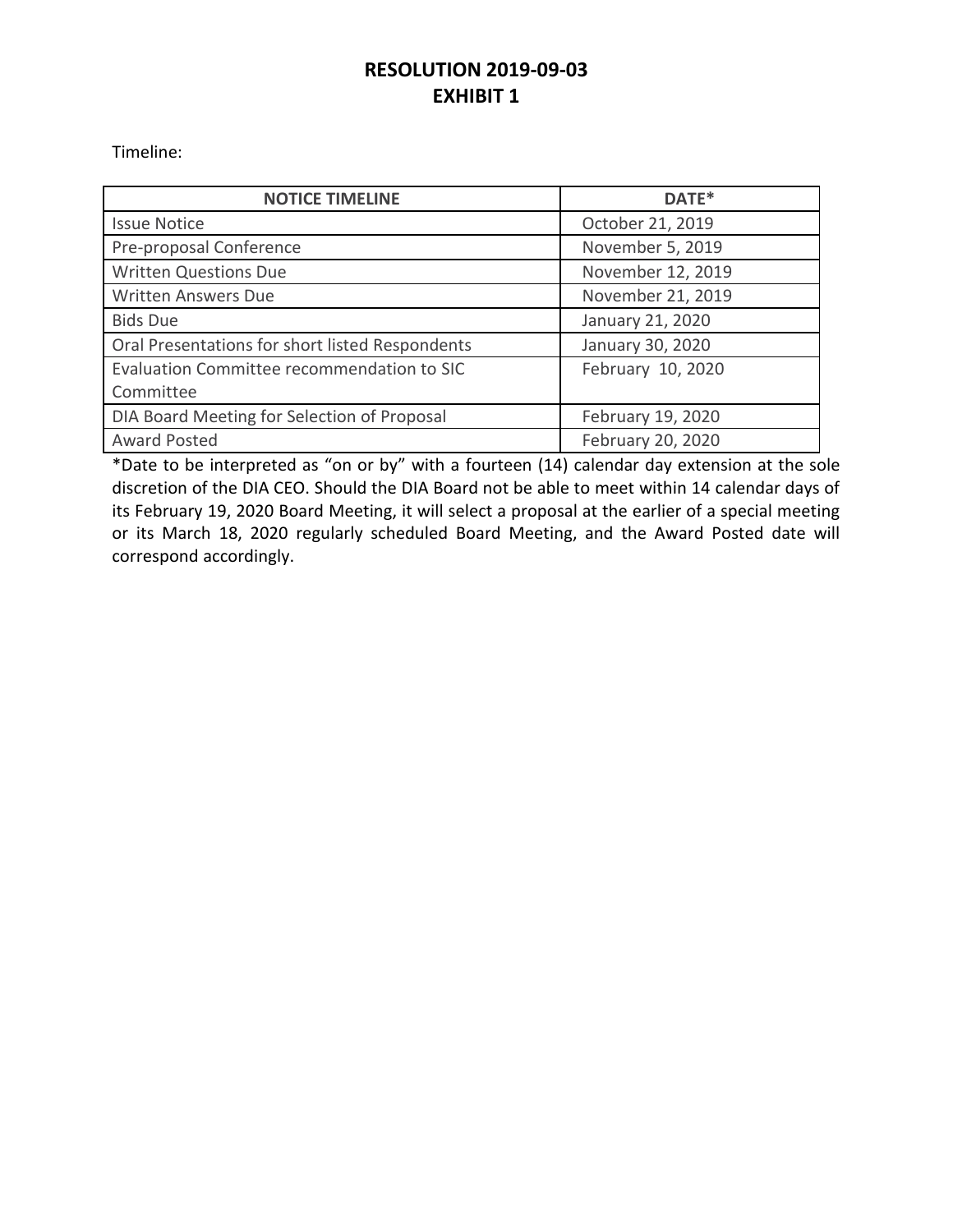# RESOLUTION 2019-09-03
# EXHIBIT 1

Timeline:

| NOTICE TIMELINE | DATE* |
|---|---|
| Issue Notice | October 21, 2019 |
| Pre-proposal Conference | November 5, 2019 |
| Written Questions Due | November 12, 2019 |
| Written Answers Due | November 21, 2019 |
| Bids Due | January 21, 2020 |
| Oral Presentations for short listed Respondents | January 30, 2020 |
| Evaluation Committee recommendation to SIC Committee | February 10, 2020 |
| DIA Board Meeting for Selection of Proposal | February 19, 2020 |
| Award Posted | February 20, 2020 |

*Date to be interpreted as "on or by" with a fourteen (14) calendar day extension at the sole discretion of the DIA CEO. Should the DIA Board not be able to meet within 14 calendar days of its February 19, 2020 Board Meeting, it will select a proposal at the earlier of a special meeting or its March 18, 2020 regularly scheduled Board Meeting, and the Award Posted date will correspond accordingly.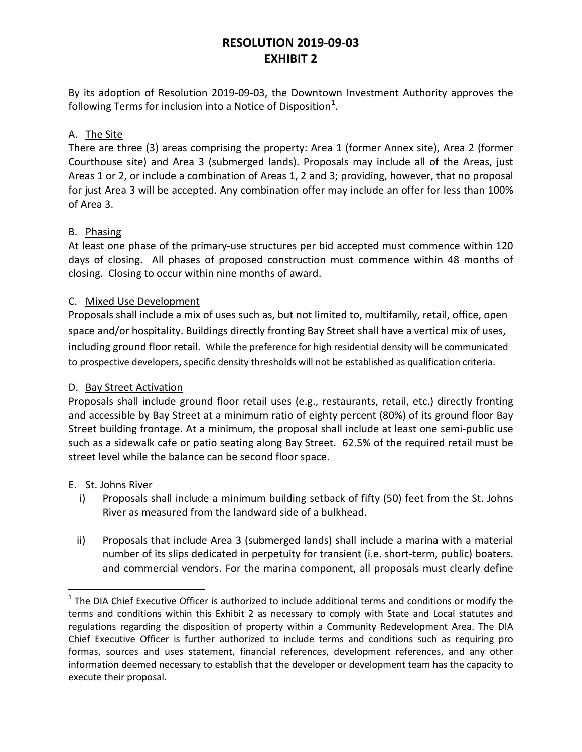# RESOLUTION 2019-09-03
# EXHIBIT 2

By its adoption of Resolution 2019-09-03, the Downtown Investment Authority approves the following Terms for inclusion into a Notice of Disposition[1].

A. <u>The Site</u>
There are three (3) areas comprising the property: Area 1 (former Annex site), Area 2 (former Courthouse site) and Area 3 (submerged lands). Proposals may include all of the Areas, just Areas 1 or 2, or include a combination of Areas 1, 2 and 3; providing, however, that no proposal for just Area 3 will be accepted. Any combination offer may include an offer for less than 100% of Area 3.

B. <u>Phasing</u>
At least one phase of the primary-use structures per bid accepted must commence within 120 days of closing. All phases of proposed construction must commence within 48 months of closing. Closing to occur within nine months of award.

C. <u>Mixed Use Development</u>
Proposals shall include a mix of uses such as, but not limited to, multifamily, retail, office, open space and/or hospitality. Buildings directly fronting Bay Street shall have a vertical mix of uses, including ground floor retail. While the preference for high residential density will be communicated to prospective developers, specific density thresholds will not be established as qualification criteria.

D. <u>Bay Street Activation</u>
Proposals shall include ground floor retail uses (e.g., restaurants, retail, etc.) directly fronting and accessible by Bay Street at a minimum ratio of eighty percent (80%) of its ground floor Bay Street building frontage. At a minimum, the proposal shall include at least one semi-public use such as a sidewalk cafe or patio seating along Bay Street. 62.5% of the required retail must be street level while the balance can be second floor space.

E. <u>St. Johns River</u>
   i) Proposals shall include a minimum building setback of fifty (50) feet from the St. Johns River as measured from the landward side of a bulkhead.

   ii) Proposals that include Area 3 (submerged lands) shall include a marina with a material number of its slips dedicated in perpetuity for transient (i.e. short-term, public) boaters. and commercial vendors. For the marina component, all proposals must clearly define

---

[1] The DIA Chief Executive Officer is authorized to include additional terms and conditions or modify the terms and conditions within this Exhibit 2 as necessary to comply with State and Local statutes and regulations regarding the disposition of property within a Community Redevelopment Area. The DIA Chief Executive Officer is further authorized to include terms and conditions such as requiring pro formas, sources and uses statement, financial references, development references, and any other information deemed necessary to establish that the developer or development team has the capacity to execute their proposal.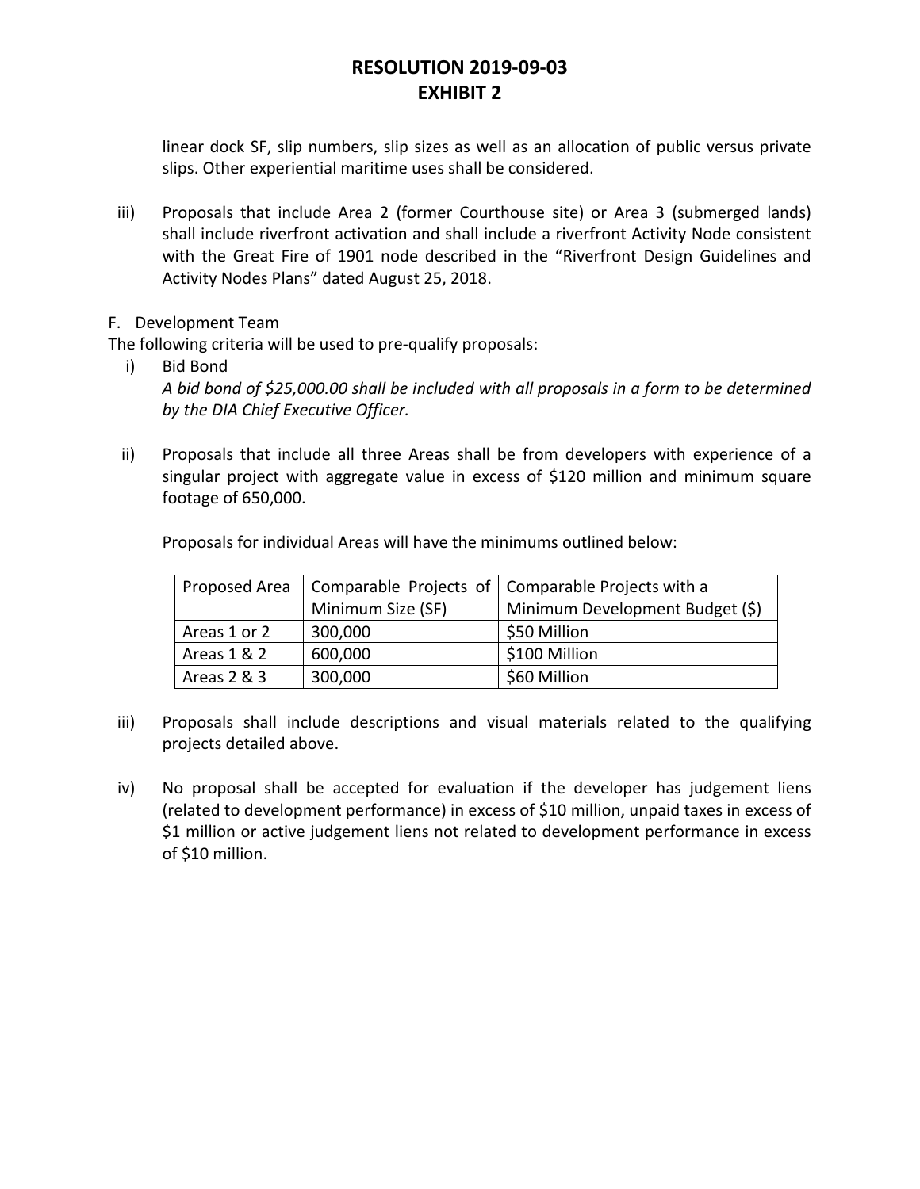# RESOLUTION 2019-09-03
# EXHIBIT 2

linear dock SF, slip numbers, slip sizes as well as an allocation of public versus private slips. Other experiential maritime uses shall be considered.

iii) Proposals that include Area 2 (former Courthouse site) or Area 3 (submerged lands) shall include riverfront activation and shall include a riverfront Activity Node consistent with the Great Fire of 1901 node described in the "Riverfront Design Guidelines and Activity Nodes Plans" dated August 25, 2018.

F. <u>Development Team</u>

The following criteria will be used to pre-qualify proposals:

i) Bid Bond

*A bid bond of $25,000.00 shall be included with all proposals in a form to be determined by the DIA Chief Executive Officer.*

ii) Proposals that include all three Areas shall be from developers with experience of a singular project with aggregate value in excess of $120 million and minimum square footage of 650,000.

Proposals for individual Areas will have the minimums outlined below:

| Proposed Area | Comparable Projects of Minimum Size (SF) | Comparable Projects with a Minimum Development Budget ($) |
|---|---|---|
| Areas 1 or 2 | 300,000 | $50 Million |
| Areas 1 & 2 | 600,000 | $100 Million |
| Areas 2 & 3 | 300,000 | $60 Million |

iii) Proposals shall include descriptions and visual materials related to the qualifying projects detailed above.

iv) No proposal shall be accepted for evaluation if the developer has judgement liens (related to development performance) in excess of $10 million, unpaid taxes in excess of $1 million or active judgement liens not related to development performance in excess of $10 million.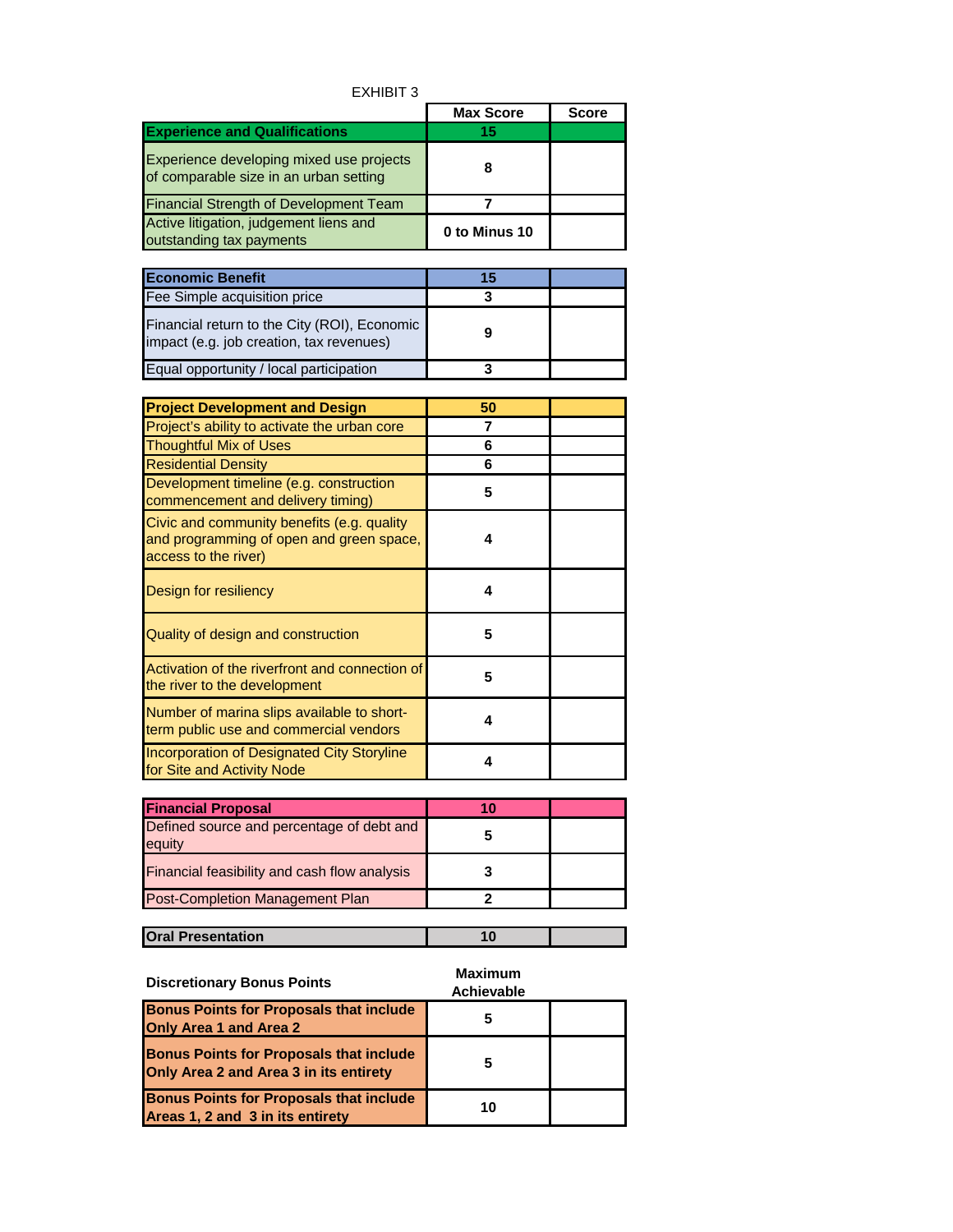EXHIBIT 3

| | Max Score | Score |
|---|---|---|
| **Experience and Qualifications** | **15** | |
| Experience developing mixed use projects of comparable size in an urban setting | 8 | |
| Financial Strength of Development Team | 7 | |
| Active litigation, judgement liens and outstanding tax payments | 0 to Minus 10 | |
| **Economic Benefit** | **15** | |
| Fee Simple acquisition price | 3 | |
| Financial return to the City (ROI), Economic impact (e.g. job creation, tax revenues) | 9 | |
| Equal opportunity / local participation | 3 | |
| **Project Development and Design** | **50** | |
| Project's ability to activate the urban core | 7 | |
| Thoughtful Mix of Uses | 6 | |
| Residential Density | 6 | |
| Development timeline (e.g. construction commencement and delivery timing) | 5 | |
| Civic and community benefits (e.g. quality and programming of open and green space, access to the river) | 4 | |
| Design for resiliency | 4 | |
| Quality of design and construction | 5 | |
| Activation of the riverfront and connection of the river to the development | 5 | |
| Number of marina slips available to short-term public use and commercial vendors | 4 | |
| Incorporation of Designated City Storyline for Site and Activity Node | 4 | |
| **Financial Proposal** | **10** | |
| Defined source and percentage of debt and equity | 5 | |
| Financial feasibility and cash flow analysis | 3 | |
| Post-Completion Management Plan | 2 | |
| **Oral Presentation** | **10** | |

| **Discretionary Bonus Points** | **Maximum Achievable** | |
|---|---|---|
| **Bonus Points for Proposals that include Only Area 1 and Area 2** | 5 | |
| **Bonus Points for Proposals that include Only Area 2 and Area 3 in its entirety** | 5 | |
| **Bonus Points for Proposals that include Areas 1, 2 and 3 in its entirety** | 10 | |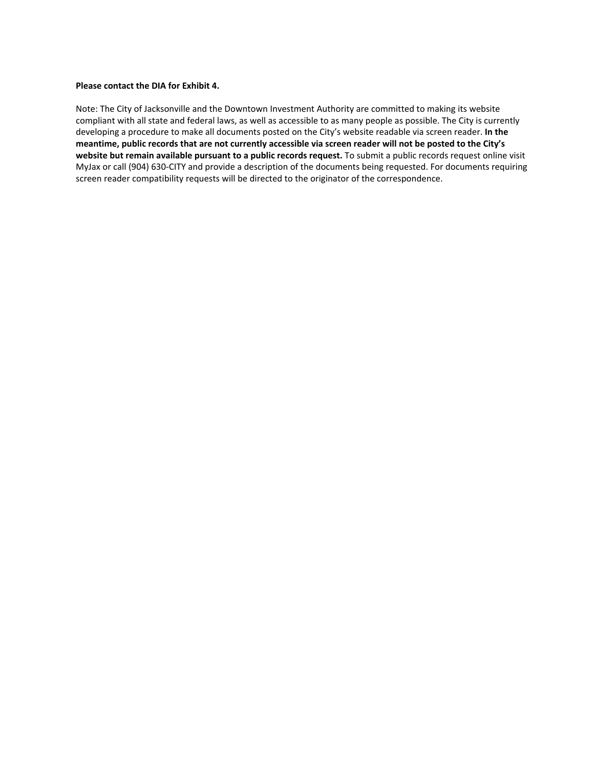**Please contact the DIA for Exhibit 4.**

Note: The City of Jacksonville and the Downtown Investment Authority are committed to making its website compliant with all state and federal laws, as well as accessible to as many people as possible. The City is currently developing a procedure to make all documents posted on the City's website readable via screen reader. **In the meantime, public records that are not currently accessible via screen reader will not be posted to the City's website but remain available pursuant to a public records request.** To submit a public records request online visit MyJax or call (904) 630-CITY and provide a description of the documents being requested. For documents requiring screen reader compatibility requests will be directed to the originator of the correspondence.